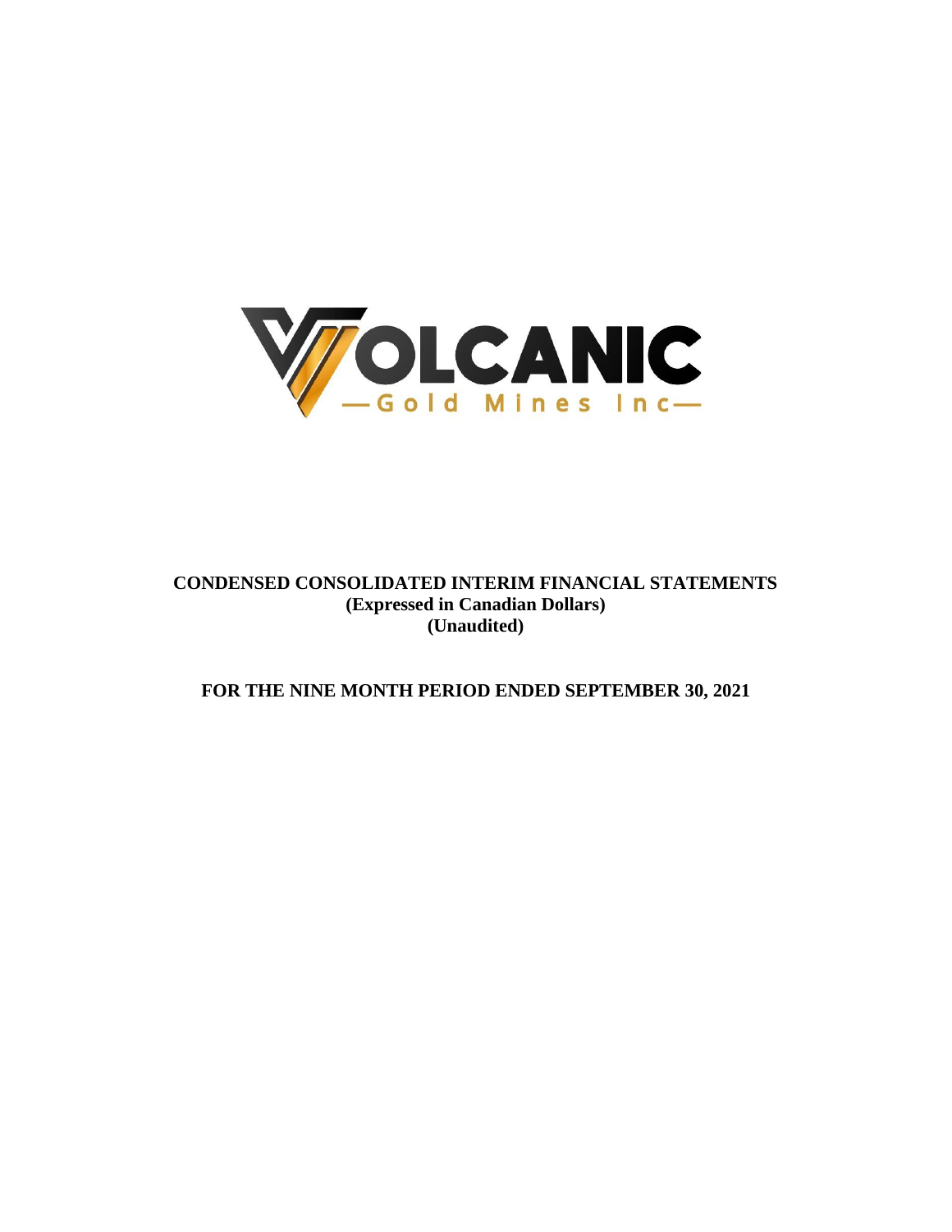VOLCANIC

—Gold Mines Inc—

**CONDENSED CONSOLIDATED INTERIM FINANCIAL STATEMENTS**
**(Expressed in Canadian Dollars)**
**(Unaudited)**

**FOR THE NINE MONTH PERIOD ENDED SEPTEMBER 30, 2021**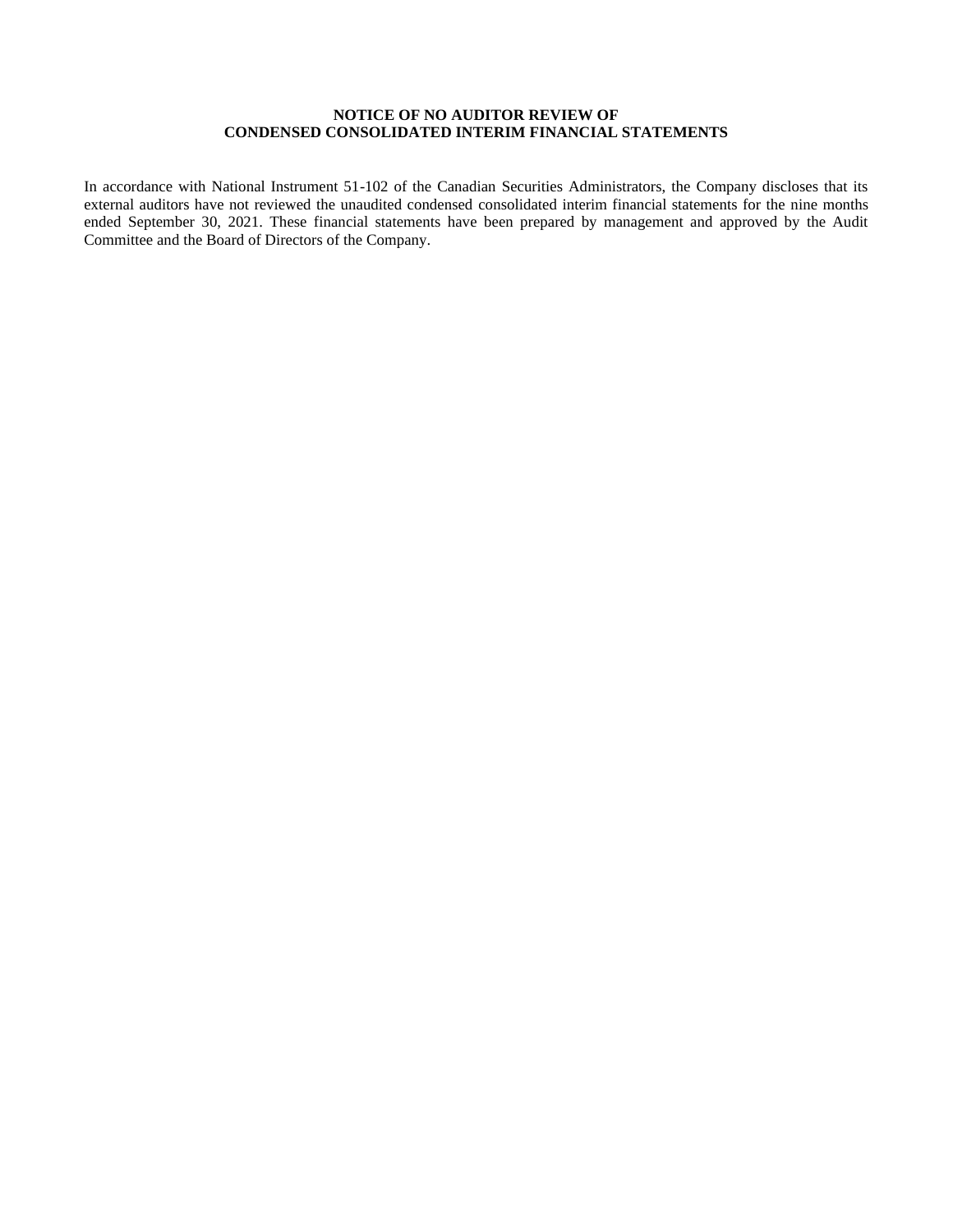# NOTICE OF NO AUDITOR REVIEW OF CONDENSED CONSOLIDATED INTERIM FINANCIAL STATEMENTS

In accordance with National Instrument 51-102 of the Canadian Securities Administrators, the Company discloses that its external auditors have not reviewed the unaudited condensed consolidated interim financial statements for the nine months ended September 30, 2021. These financial statements have been prepared by management and approved by the Audit Committee and the Board of Directors of the Company.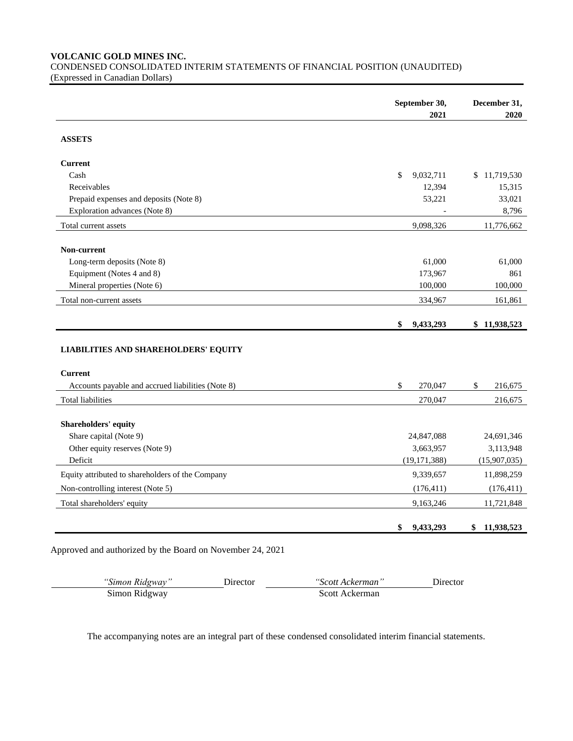**VOLCANIC GOLD MINES INC.**
CONDENSED CONSOLIDATED INTERIM STATEMENTS OF FINANCIAL POSITION (UNAUDITED)
(Expressed in Canadian Dollars)

| | September 30, 2021 | December 31, 2020 |
|---|---|---|
| **ASSETS** | | |
| **Current** | | |
| Cash | $ 9,032,711 | $ 11,719,530 |
| Receivables | 12,394 | 15,315 |
| Prepaid expenses and deposits (Note 8) | 53,221 | 33,021 |
| Exploration advances (Note 8) | - | 8,796 |
| Total current assets | 9,098,326 | 11,776,662 |
| **Non-current** | | |
| Long-term deposits (Note 8) | 61,000 | 61,000 |
| Equipment (Notes 4 and 8) | 173,967 | 861 |
| Mineral properties (Note 6) | 100,000 | 100,000 |
| Total non-current assets | 334,967 | 161,861 |
| | **$ 9,433,293** | **$ 11,938,523** |
| **LIABILITIES AND SHAREHOLDERS' EQUITY** | | |
| **Current** | | |
| Accounts payable and accrued liabilities (Note 8) | $ 270,047 | $ 216,675 |
| Total liabilities | 270,047 | 216,675 |
| **Shareholders' equity** | | |
| Share capital (Note 9) | 24,847,088 | 24,691,346 |
| Other equity reserves (Note 9) | 3,663,957 | 3,113,948 |
| Deficit | (19,171,388) | (15,907,035) |
| Equity attributed to shareholders of the Company | 9,339,657 | 11,898,259 |
| Non-controlling interest (Note 5) | (176,411) | (176,411) |
| Total shareholders' equity | 9,163,246 | 11,721,848 |
| | **$ 9,433,293** | **$ 11,938,523** |

Approved and authorized by the Board on November 24, 2021

| *"Simon Ridgway"* | Director | *"Scott Ackerman"* | Director |
|---|---|---|---|
| Simon Ridgway | | Scott Ackerman | |

The accompanying notes are an integral part of these condensed consolidated interim financial statements.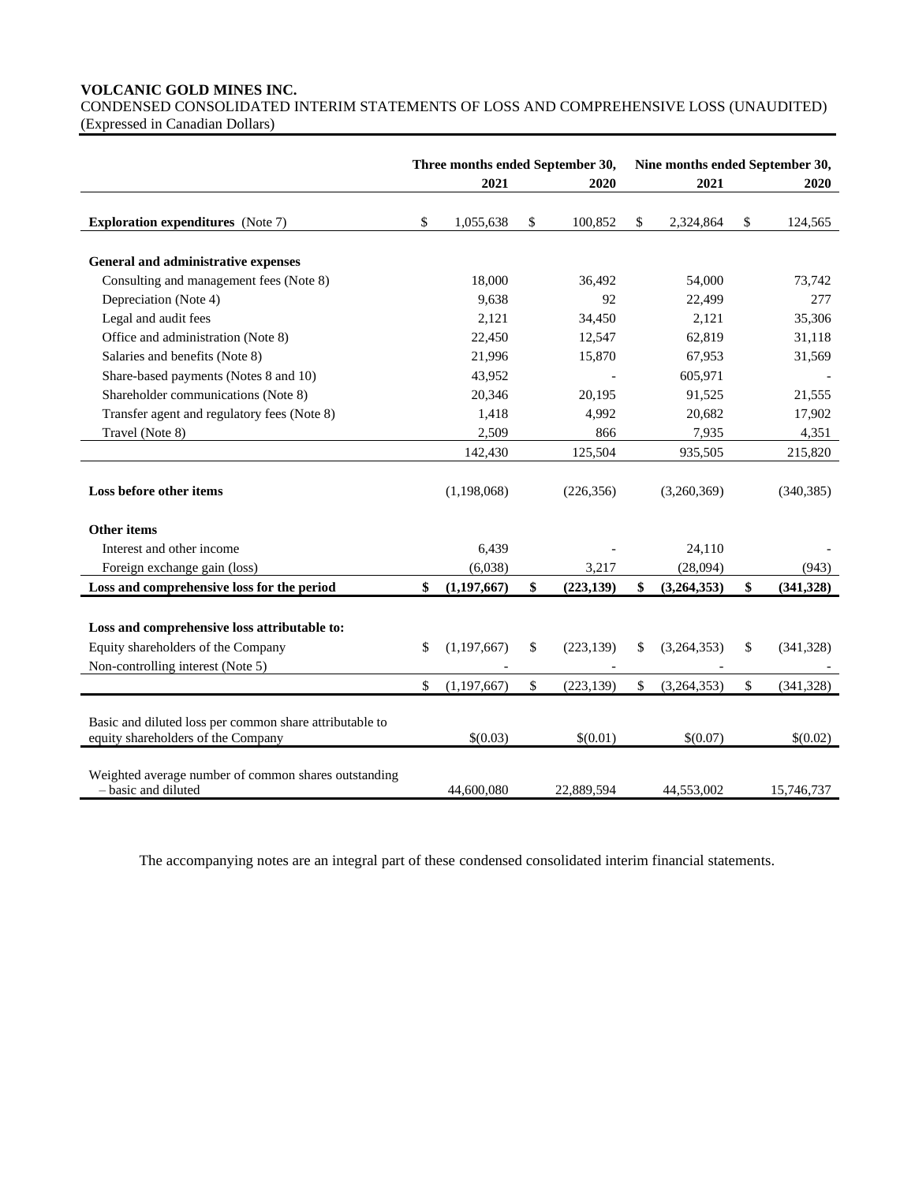**VOLCANIC GOLD MINES INC.**
CONDENSED CONSOLIDATED INTERIM STATEMENTS OF LOSS AND COMPREHENSIVE LOSS (UNAUDITED)
(Expressed in Canadian Dollars)

| | Three months ended September 30, | | Nine months ended September 30, | |
|---|---|---|---|---|
| | 2021 | 2020 | 2021 | 2020 |
| **Exploration expenditures** (Note 7) | $ 1,055,638 | $ 100,852 | $ 2,324,864 | $ 124,565 |
| **General and administrative expenses** | | | | |
| Consulting and management fees (Note 8) | 18,000 | 36,492 | 54,000 | 73,742 |
| Depreciation (Note 4) | 9,638 | 92 | 22,499 | 277 |
| Legal and audit fees | 2,121 | 34,450 | 2,121 | 35,306 |
| Office and administration (Note 8) | 22,450 | 12,547 | 62,819 | 31,118 |
| Salaries and benefits (Note 8) | 21,996 | 15,870 | 67,953 | 31,569 |
| Share-based payments (Notes 8 and 10) | 43,952 | - | 605,971 | - |
| Shareholder communications (Note 8) | 20,346 | 20,195 | 91,525 | 21,555 |
| Transfer agent and regulatory fees (Note 8) | 1,418 | 4,992 | 20,682 | 17,902 |
| Travel (Note 8) | 2,509 | 866 | 7,935 | 4,351 |
| | 142,430 | 125,504 | 935,505 | 215,820 |
| **Loss before other items** | (1,198,068) | (226,356) | (3,260,369) | (340,385) |
| **Other items** | | | | |
| Interest and other income | 6,439 | - | 24,110 | - |
| Foreign exchange gain (loss) | (6,038) | 3,217 | (28,094) | (943) |
| **Loss and comprehensive loss for the period** | **$ (1,197,667)** | **$ (223,139)** | **$ (3,264,353)** | **$ (341,328)** |
| **Loss and comprehensive loss attributable to:** | | | | |
| Equity shareholders of the Company | $ (1,197,667) | $ (223,139) | $ (3,264,353) | $ (341,328) |
| Non-controlling interest (Note 5) | - | - | - | - |
| | $ (1,197,667) | $ (223,139) | $ (3,264,353) | $ (341,328) |
| Basic and diluted loss per common share attributable to equity shareholders of the Company | $(0.03) | $(0.01) | $(0.07) | $(0.02) |
| Weighted average number of common shares outstanding – basic and diluted | 44,600,080 | 22,889,594 | 44,553,002 | 15,746,737 |

The accompanying notes are an integral part of these condensed consolidated interim financial statements.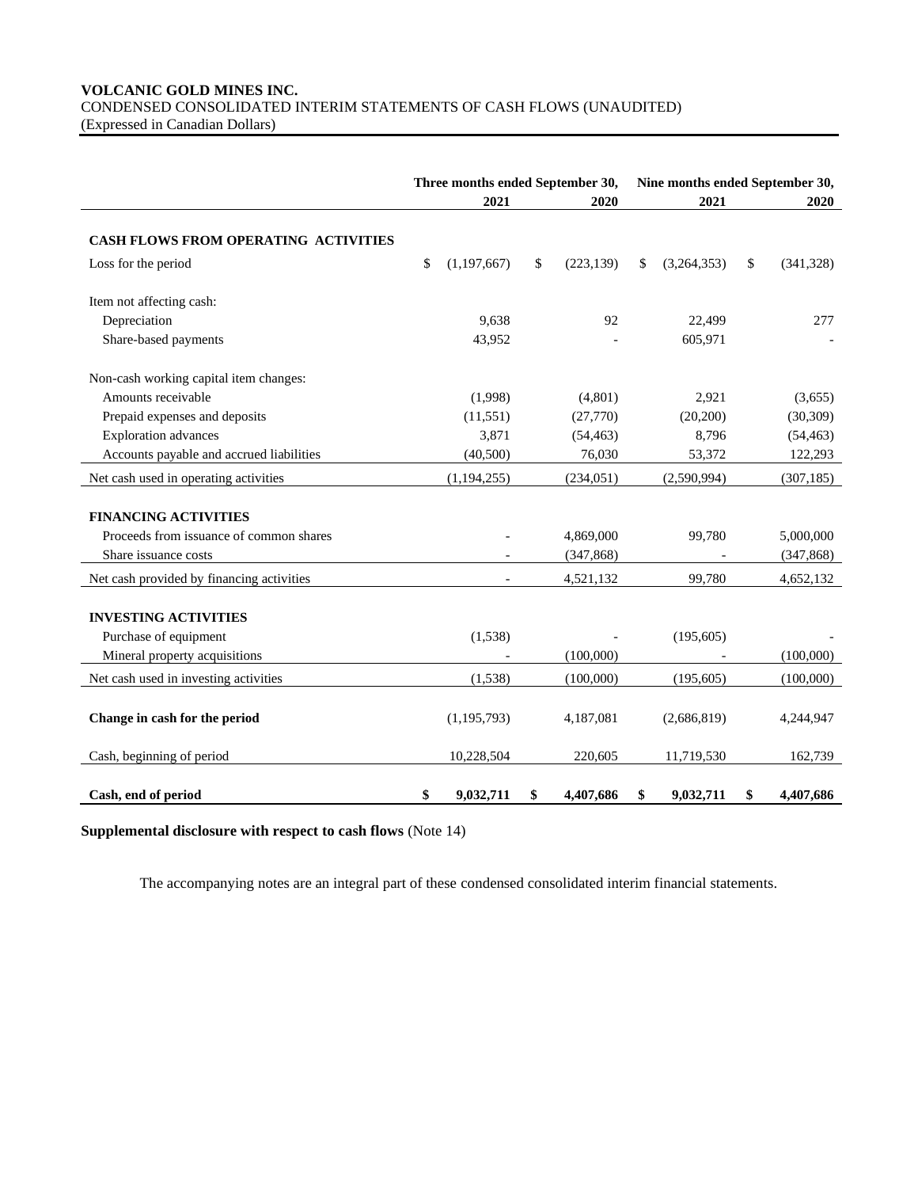**VOLCANIC GOLD MINES INC.**
CONDENSED CONSOLIDATED INTERIM STATEMENTS OF CASH FLOWS (UNAUDITED)
(Expressed in Canadian Dollars)

| | Three months ended September 30, | | Nine months ended September 30, | |
|---|---|---|---|---|
| | **2021** | **2020** | **2021** | **2020** |
| **CASH FLOWS FROM OPERATING ACTIVITIES** | | | | |
| Loss for the period | $ (1,197,667) | $ (223,139) | $ (3,264,353) | $ (341,328) |
| Item not affecting cash: | | | | |
| Depreciation | 9,638 | 92 | 22,499 | 277 |
| Share-based payments | 43,952 | - | 605,971 | - |
| Non-cash working capital item changes: | | | | |
| Amounts receivable | (1,998) | (4,801) | 2,921 | (3,655) |
| Prepaid expenses and deposits | (11,551) | (27,770) | (20,200) | (30,309) |
| Exploration advances | 3,871 | (54,463) | 8,796 | (54,463) |
| Accounts payable and accrued liabilities | (40,500) | 76,030 | 53,372 | 122,293 |
| Net cash used in operating activities | (1,194,255) | (234,051) | (2,590,994) | (307,185) |
| **FINANCING ACTIVITIES** | | | | |
| Proceeds from issuance of common shares | - | 4,869,000 | 99,780 | 5,000,000 |
| Share issuance costs | - | (347,868) | - | (347,868) |
| Net cash provided by financing activities | - | 4,521,132 | 99,780 | 4,652,132 |
| **INVESTING ACTIVITIES** | | | | |
| Purchase of equipment | (1,538) | - | (195,605) | - |
| Mineral property acquisitions | - | (100,000) | - | (100,000) |
| Net cash used in investing activities | (1,538) | (100,000) | (195,605) | (100,000) |
| **Change in cash for the period** | (1,195,793) | 4,187,081 | (2,686,819) | 4,244,947 |
| Cash, beginning of period | 10,228,504 | 220,605 | 11,719,530 | 162,739 |
| **Cash, end of period** | **$ 9,032,711** | **$ 4,407,686** | **$ 9,032,711** | **$ 4,407,686** |

**Supplemental disclosure with respect to cash flows** (Note 14)

The accompanying notes are an integral part of these condensed consolidated interim financial statements.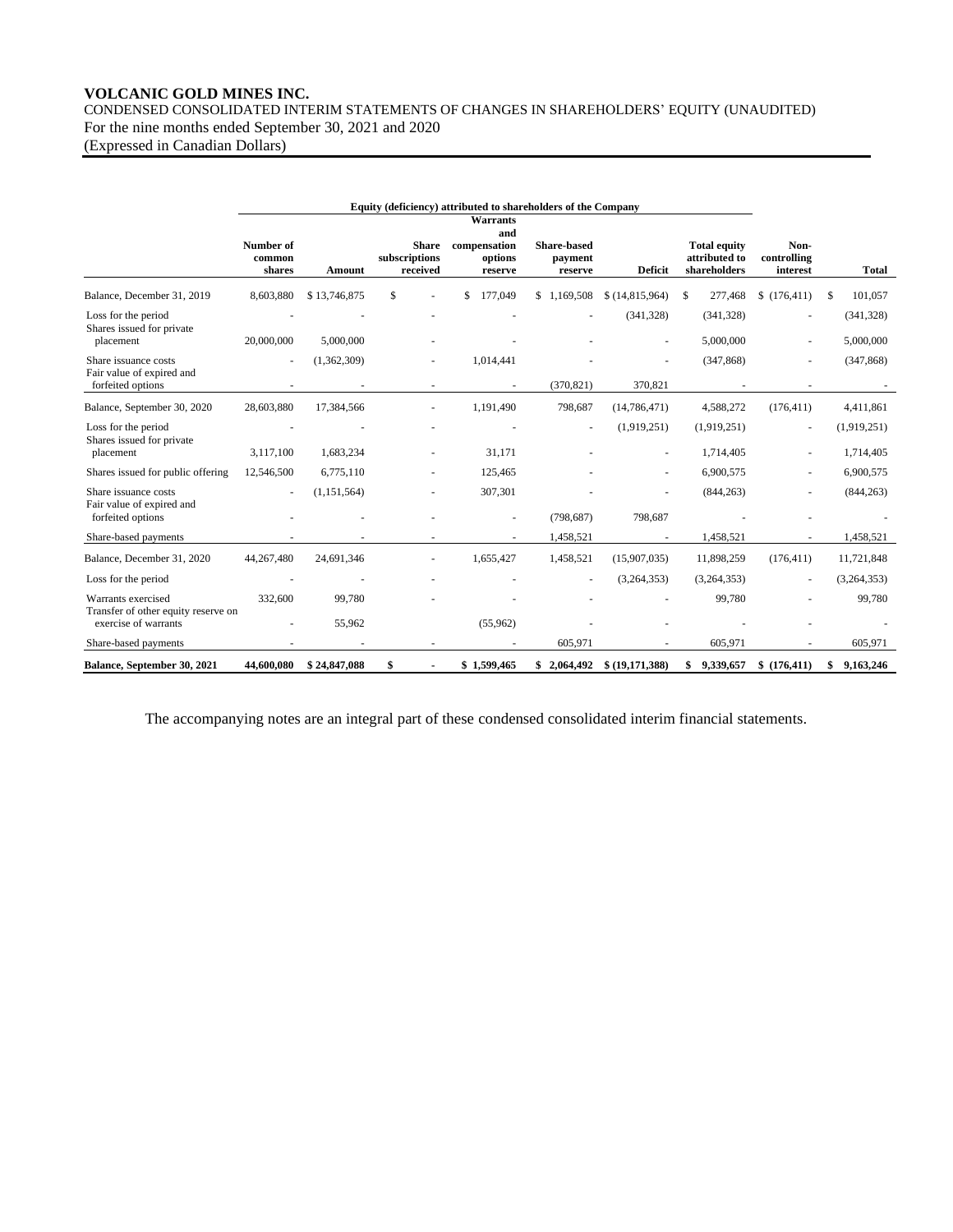**VOLCANIC GOLD MINES INC.**
CONDENSED CONSOLIDATED INTERIM STATEMENTS OF CHANGES IN SHAREHOLDERS' EQUITY (UNAUDITED)
For the nine months ended September 30, 2021 and 2020
(Expressed in Canadian Dollars)

| | Equity (deficiency) attributed to shareholders of the Company | | | | | | | | |
|---|---|---|---|---|---|---|---|---|---|
| | Number of common shares | Amount | Share subscriptions received | Warrants and compensation options reserve | Share-based payment reserve | Deficit | Total equity attributed to shareholders | Non-controlling interest | Total |
| Balance, December 31, 2019 | 8,603,880 | $ 13,746,875 | $ - | $ 177,049 | $ 1,169,508 | $ (14,815,964) | $ 277,468 | $ (176,411) | $ 101,057 |
| Loss for the period | - | - | - | - | - | (341,328) | (341,328) | - | (341,328) |
| Shares issued for private placement | 20,000,000 | 5,000,000 | - | - | - | - | 5,000,000 | - | 5,000,000 |
| Share issuance costs | - | (1,362,309) | - | 1,014,441 | - | - | (347,868) | - | (347,868) |
| Fair value of expired and forfeited options | - | - | - | - | (370,821) | 370,821 | - | - | - |
| Balance, September 30, 2020 | 28,603,880 | 17,384,566 | - | 1,191,490 | 798,687 | (14,786,471) | 4,588,272 | (176,411) | 4,411,861 |
| Loss for the period | - | - | - | - | - | (1,919,251) | (1,919,251) | - | (1,919,251) |
| Shares issued for private placement | 3,117,100 | 1,683,234 | - | 31,171 | - | - | 1,714,405 | - | 1,714,405 |
| Shares issued for public offering | 12,546,500 | 6,775,110 | - | 125,465 | - | - | 6,900,575 | - | 6,900,575 |
| Share issuance costs | - | (1,151,564) | - | 307,301 | - | - | (844,263) | - | (844,263) |
| Fair value of expired and forfeited options | - | - | - | - | (798,687) | 798,687 | - | - | - |
| Share-based payments | - | - | - | - | 1,458,521 | - | 1,458,521 | - | 1,458,521 |
| Balance, December 31, 2020 | 44,267,480 | 24,691,346 | - | 1,655,427 | 1,458,521 | (15,907,035) | 11,898,259 | (176,411) | 11,721,848 |
| Loss for the period | - | - | - | - | - | (3,264,353) | (3,264,353) | - | (3,264,353) |
| Warrants exercised | 332,600 | 99,780 | - | - | - | - | 99,780 | - | 99,780 |
| Transfer of other equity reserve on exercise of warrants | - | 55,962 | - | (55,962) | - | - | - | - | - |
| Share-based payments | - | - | - | - | 605,971 | - | 605,971 | - | 605,971 |
| **Balance, September 30, 2021** | **44,600,080** | **$ 24,847,088** | **$ -** | **$ 1,599,465** | **$ 2,064,492** | **$ (19,171,388)** | **$ 9,339,657** | **$ (176,411)** | **$ 9,163,246** |

The accompanying notes are an integral part of these condensed consolidated interim financial statements.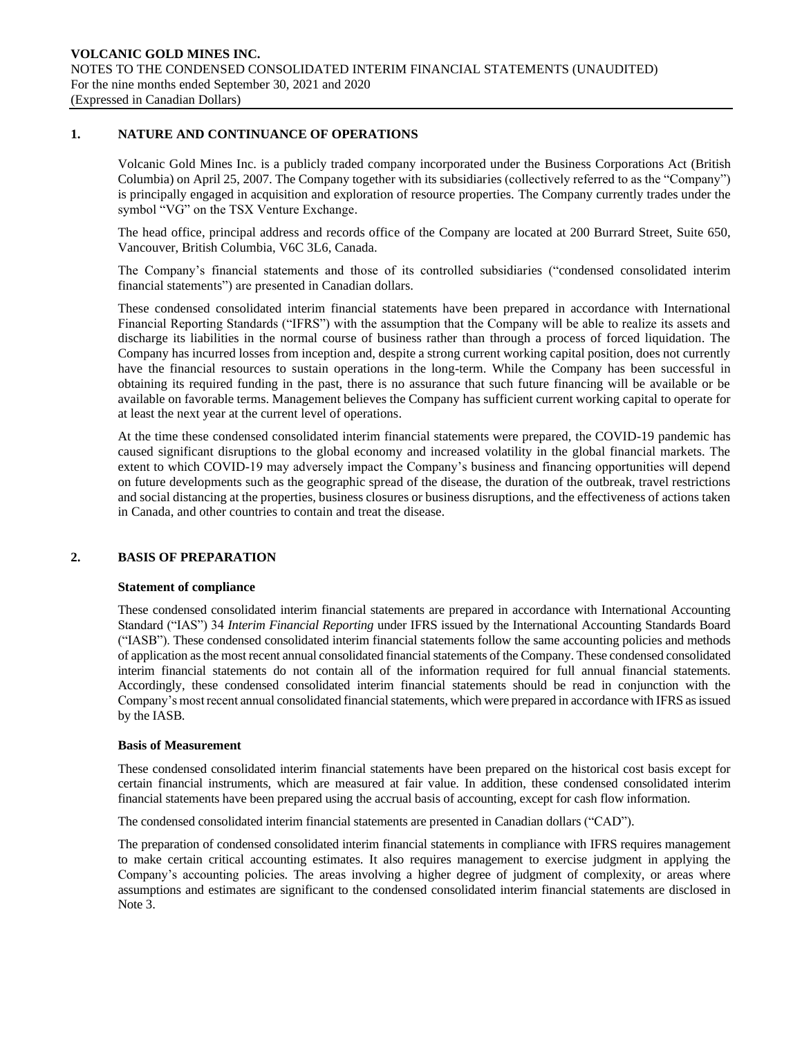## 1. NATURE AND CONTINUANCE OF OPERATIONS

Volcanic Gold Mines Inc. is a publicly traded company incorporated under the Business Corporations Act (British Columbia) on April 25, 2007. The Company together with its subsidiaries (collectively referred to as the "Company") is principally engaged in acquisition and exploration of resource properties. The Company currently trades under the symbol "VG" on the TSX Venture Exchange.

The head office, principal address and records office of the Company are located at 200 Burrard Street, Suite 650, Vancouver, British Columbia, V6C 3L6, Canada.

The Company's financial statements and those of its controlled subsidiaries ("condensed consolidated interim financial statements") are presented in Canadian dollars.

These condensed consolidated interim financial statements have been prepared in accordance with International Financial Reporting Standards ("IFRS") with the assumption that the Company will be able to realize its assets and discharge its liabilities in the normal course of business rather than through a process of forced liquidation. The Company has incurred losses from inception and, despite a strong current working capital position, does not currently have the financial resources to sustain operations in the long-term. While the Company has been successful in obtaining its required funding in the past, there is no assurance that such future financing will be available or be available on favorable terms. Management believes the Company has sufficient current working capital to operate for at least the next year at the current level of operations.

At the time these condensed consolidated interim financial statements were prepared, the COVID-19 pandemic has caused significant disruptions to the global economy and increased volatility in the global financial markets. The extent to which COVID-19 may adversely impact the Company's business and financing opportunities will depend on future developments such as the geographic spread of the disease, the duration of the outbreak, travel restrictions and social distancing at the properties, business closures or business disruptions, and the effectiveness of actions taken in Canada, and other countries to contain and treat the disease.

## 2. BASIS OF PREPARATION

### Statement of compliance

These condensed consolidated interim financial statements are prepared in accordance with International Accounting Standard ("IAS") 34 *Interim Financial Reporting* under IFRS issued by the International Accounting Standards Board ("IASB"). These condensed consolidated interim financial statements follow the same accounting policies and methods of application as the most recent annual consolidated financial statements of the Company. These condensed consolidated interim financial statements do not contain all of the information required for full annual financial statements. Accordingly, these condensed consolidated interim financial statements should be read in conjunction with the Company's most recent annual consolidated financial statements, which were prepared in accordance with IFRS as issued by the IASB.

### Basis of Measurement

These condensed consolidated interim financial statements have been prepared on the historical cost basis except for certain financial instruments, which are measured at fair value. In addition, these condensed consolidated interim financial statements have been prepared using the accrual basis of accounting, except for cash flow information.

The condensed consolidated interim financial statements are presented in Canadian dollars ("CAD").

The preparation of condensed consolidated interim financial statements in compliance with IFRS requires management to make certain critical accounting estimates. It also requires management to exercise judgment in applying the Company's accounting policies. The areas involving a higher degree of judgment of complexity, or areas where assumptions and estimates are significant to the condensed consolidated interim financial statements are disclosed in Note 3.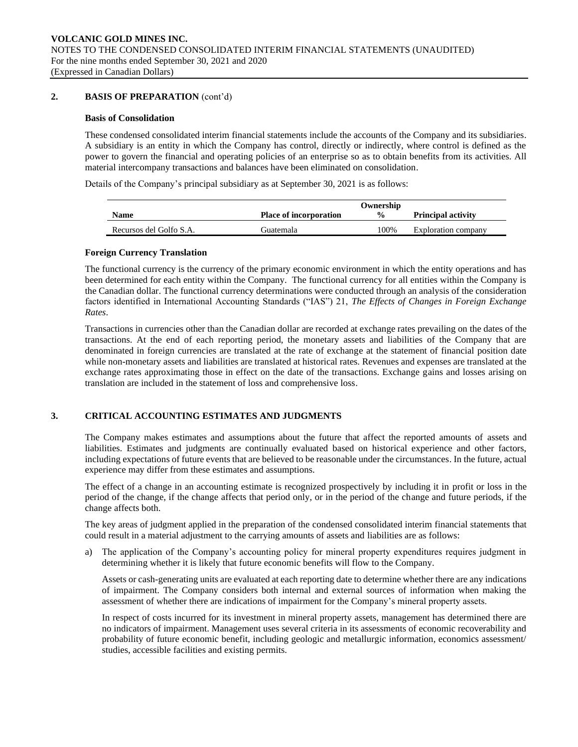## 2. BASIS OF PREPARATION (cont'd)

### Basis of Consolidation

These condensed consolidated interim financial statements include the accounts of the Company and its subsidiaries. A subsidiary is an entity in which the Company has control, directly or indirectly, where control is defined as the power to govern the financial and operating policies of an enterprise so as to obtain benefits from its activities. All material intercompany transactions and balances have been eliminated on consolidation.

Details of the Company's principal subsidiary as at September 30, 2021 is as follows:

| Name | Place of incorporation | Ownership % | Principal activity |
|---|---|---|---|
| Recursos del Golfo S.A. | Guatemala | 100% | Exploration company |

### Foreign Currency Translation

The functional currency is the currency of the primary economic environment in which the entity operations and has been determined for each entity within the Company. The functional currency for all entities within the Company is the Canadian dollar. The functional currency determinations were conducted through an analysis of the consideration factors identified in International Accounting Standards ("IAS") 21, *The Effects of Changes in Foreign Exchange Rates*.

Transactions in currencies other than the Canadian dollar are recorded at exchange rates prevailing on the dates of the transactions. At the end of each reporting period, the monetary assets and liabilities of the Company that are denominated in foreign currencies are translated at the rate of exchange at the statement of financial position date while non-monetary assets and liabilities are translated at historical rates. Revenues and expenses are translated at the exchange rates approximating those in effect on the date of the transactions. Exchange gains and losses arising on translation are included in the statement of loss and comprehensive loss.

## 3. CRITICAL ACCOUNTING ESTIMATES AND JUDGMENTS

The Company makes estimates and assumptions about the future that affect the reported amounts of assets and liabilities. Estimates and judgments are continually evaluated based on historical experience and other factors, including expectations of future events that are believed to be reasonable under the circumstances. In the future, actual experience may differ from these estimates and assumptions.

The effect of a change in an accounting estimate is recognized prospectively by including it in profit or loss in the period of the change, if the change affects that period only, or in the period of the change and future periods, if the change affects both.

The key areas of judgment applied in the preparation of the condensed consolidated interim financial statements that could result in a material adjustment to the carrying amounts of assets and liabilities are as follows:

a) The application of the Company's accounting policy for mineral property expenditures requires judgment in determining whether it is likely that future economic benefits will flow to the Company.

   Assets or cash-generating units are evaluated at each reporting date to determine whether there are any indications of impairment. The Company considers both internal and external sources of information when making the assessment of whether there are indications of impairment for the Company's mineral property assets.

   In respect of costs incurred for its investment in mineral property assets, management has determined there are no indicators of impairment. Management uses several criteria in its assessments of economic recoverability and probability of future economic benefit, including geologic and metallurgic information, economics assessment/ studies, accessible facilities and existing permits.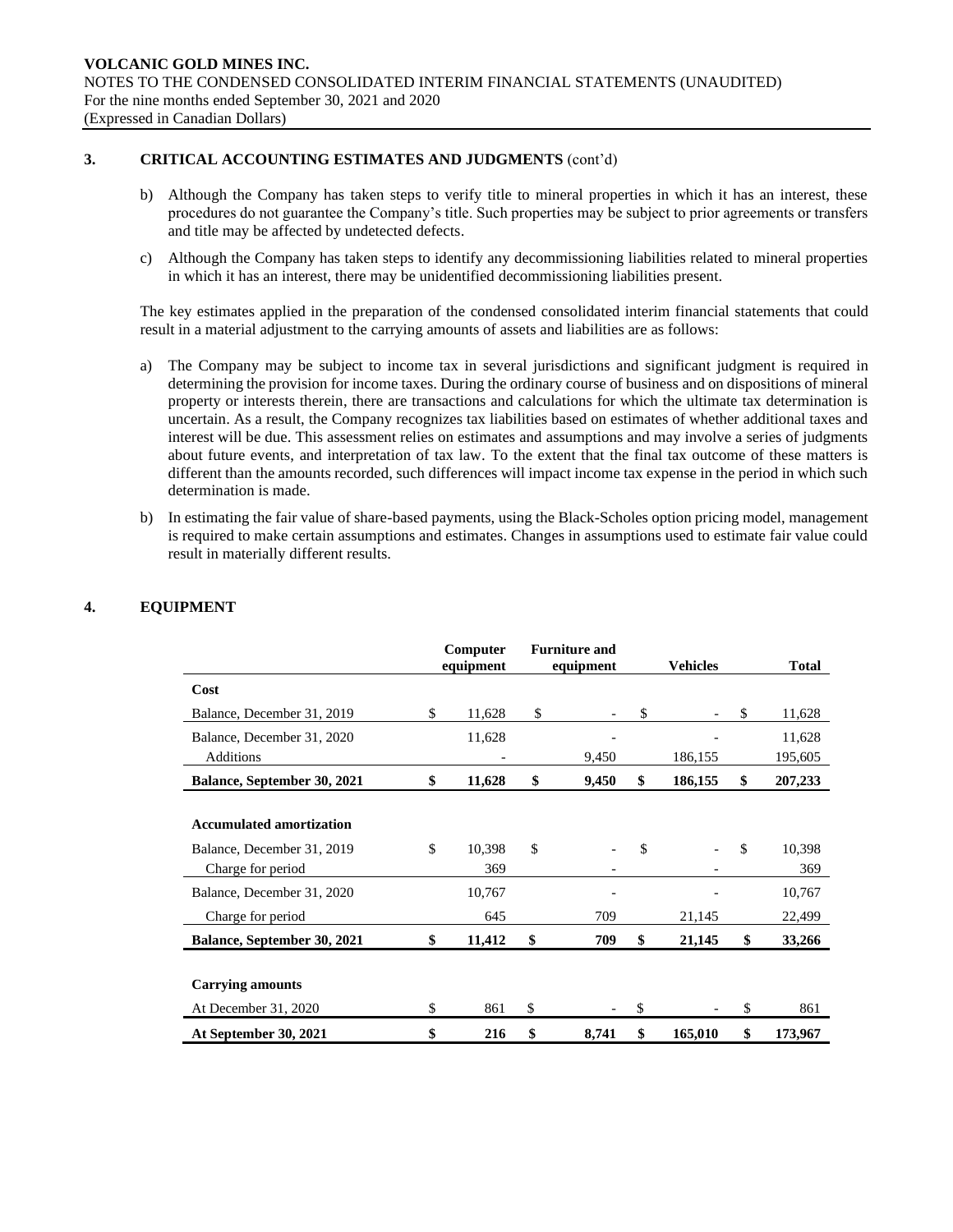## 3. CRITICAL ACCOUNTING ESTIMATES AND JUDGMENTS (cont'd)

b) Although the Company has taken steps to verify title to mineral properties in which it has an interest, these procedures do not guarantee the Company's title. Such properties may be subject to prior agreements or transfers and title may be affected by undetected defects.

c) Although the Company has taken steps to identify any decommissioning liabilities related to mineral properties in which it has an interest, there may be unidentified decommissioning liabilities present.

The key estimates applied in the preparation of the condensed consolidated interim financial statements that could result in a material adjustment to the carrying amounts of assets and liabilities are as follows:

a) The Company may be subject to income tax in several jurisdictions and significant judgment is required in determining the provision for income taxes. During the ordinary course of business and on dispositions of mineral property or interests therein, there are transactions and calculations for which the ultimate tax determination is uncertain. As a result, the Company recognizes tax liabilities based on estimates of whether additional taxes and interest will be due. This assessment relies on estimates and assumptions and may involve a series of judgments about future events, and interpretation of tax law. To the extent that the final tax outcome of these matters is different than the amounts recorded, such differences will impact income tax expense in the period in which such determination is made.

b) In estimating the fair value of share-based payments, using the Black-Scholes option pricing model, management is required to make certain assumptions and estimates. Changes in assumptions used to estimate fair value could result in materially different results.

## 4. EQUIPMENT

| | Computer equipment | Furniture and equipment | Vehicles | Total |
|---|---|---|---|---|
| **Cost** | | | | |
| Balance, December 31, 2019 | $ 11,628 | $ - | $ - | $ 11,628 |
| Balance, December 31, 2020 | 11,628 | - | - | 11,628 |
| Additions | - | 9,450 | 186,155 | 195,605 |
| **Balance, September 30, 2021** | **$ 11,628** | **$ 9,450** | **$ 186,155** | **$ 207,233** |
| | | | | |
| **Accumulated amortization** | | | | |
| Balance, December 31, 2019 | $ 10,398 | $ - | $ - | $ 10,398 |
| Charge for period | 369 | - | - | 369 |
| Balance, December 31, 2020 | 10,767 | - | - | 10,767 |
| Charge for period | 645 | 709 | 21,145 | 22,499 |
| **Balance, September 30, 2021** | **$ 11,412** | **$ 709** | **$ 21,145** | **$ 33,266** |
| | | | | |
| **Carrying amounts** | | | | |
| At December 31, 2020 | $ 861 | $ - | $ - | $ 861 |
| **At September 30, 2021** | **$ 216** | **$ 8,741** | **$ 165,010** | **$ 173,967** |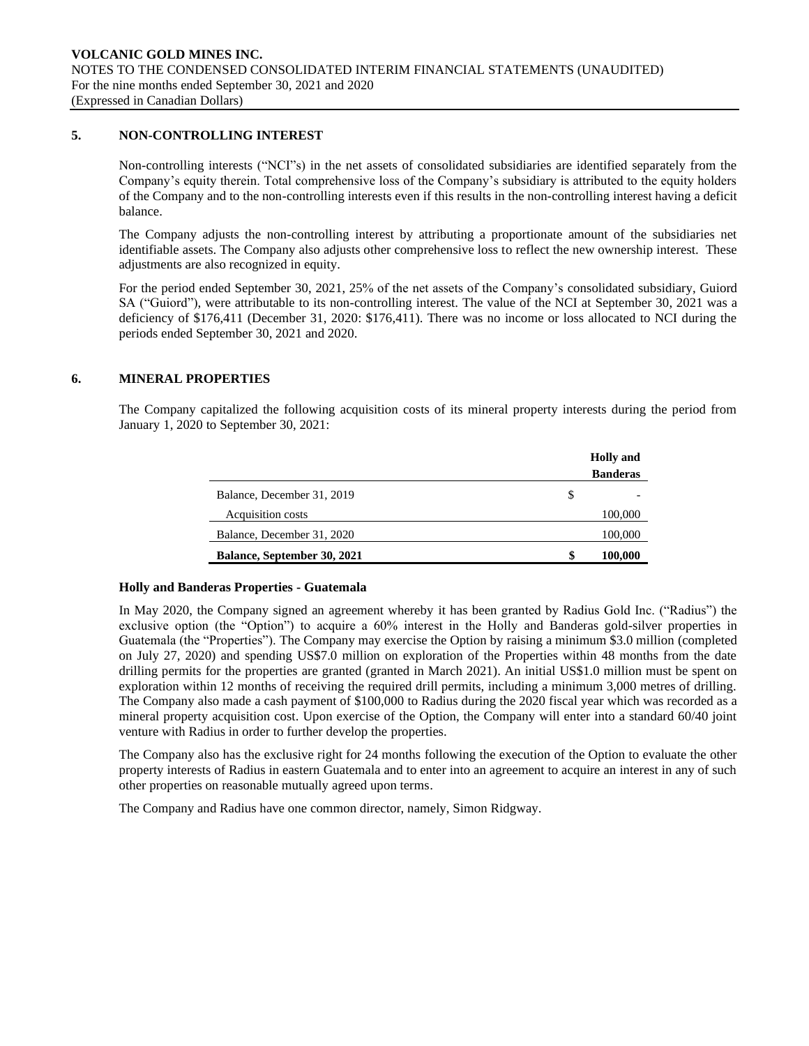## 5. NON-CONTROLLING INTEREST

Non-controlling interests ("NCI"s) in the net assets of consolidated subsidiaries are identified separately from the Company's equity therein. Total comprehensive loss of the Company's subsidiary is attributed to the equity holders of the Company and to the non-controlling interests even if this results in the non-controlling interest having a deficit balance.

The Company adjusts the non-controlling interest by attributing a proportionate amount of the subsidiaries net identifiable assets. The Company also adjusts other comprehensive loss to reflect the new ownership interest. These adjustments are also recognized in equity.

For the period ended September 30, 2021, 25% of the net assets of the Company's consolidated subsidiary, Guiord SA ("Guiord"), were attributable to its non-controlling interest. The value of the NCI at September 30, 2021 was a deficiency of $176,411 (December 31, 2020: $176,411). There was no income or loss allocated to NCI during the periods ended September 30, 2021 and 2020.

## 6. MINERAL PROPERTIES

The Company capitalized the following acquisition costs of its mineral property interests during the period from January 1, 2020 to September 30, 2021:

| | | Holly and Banderas |
|---|---|---|
| Balance, December 31, 2019 | $ | - |
| Acquisition costs | | 100,000 |
| Balance, December 31, 2020 | | 100,000 |
| **Balance, September 30, 2021** | **$** | **100,000** |

### Holly and Banderas Properties - Guatemala

In May 2020, the Company signed an agreement whereby it has been granted by Radius Gold Inc. ("Radius") the exclusive option (the "Option") to acquire a 60% interest in the Holly and Banderas gold-silver properties in Guatemala (the "Properties"). The Company may exercise the Option by raising a minimum $3.0 million (completed on July 27, 2020) and spending US$7.0 million on exploration of the Properties within 48 months from the date drilling permits for the properties are granted (granted in March 2021). An initial US$1.0 million must be spent on exploration within 12 months of receiving the required drill permits, including a minimum 3,000 metres of drilling. The Company also made a cash payment of $100,000 to Radius during the 2020 fiscal year which was recorded as a mineral property acquisition cost. Upon exercise of the Option, the Company will enter into a standard 60/40 joint venture with Radius in order to further develop the properties.

The Company also has the exclusive right for 24 months following the execution of the Option to evaluate the other property interests of Radius in eastern Guatemala and to enter into an agreement to acquire an interest in any of such other properties on reasonable mutually agreed upon terms.

The Company and Radius have one common director, namely, Simon Ridgway.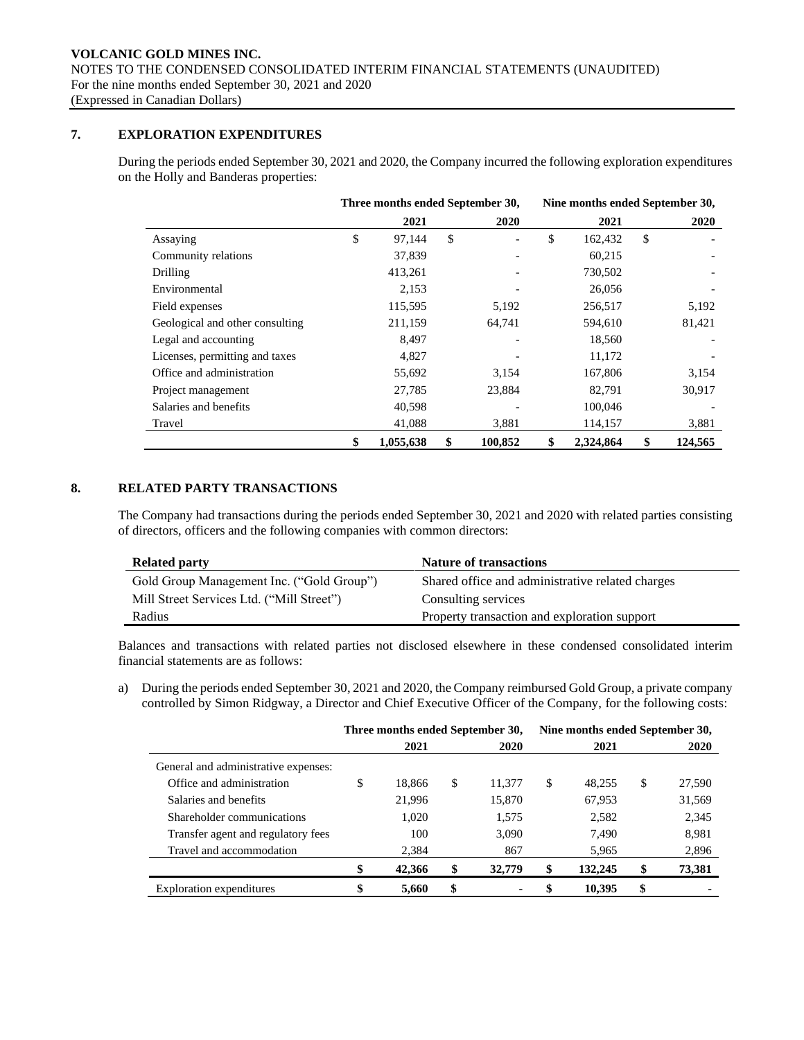## 7. EXPLORATION EXPENDITURES

During the periods ended September 30, 2021 and 2020, the Company incurred the following exploration expenditures on the Holly and Banderas properties:

| | Three months ended September 30, | | Nine months ended September 30, | |
|---|---|---|---|---|
| | 2021 | 2020 | 2021 | 2020 |
| Assaying | $ 97,144 | $ - | $ 162,432 | $ - |
| Community relations | 37,839 | - | 60,215 | - |
| Drilling | 413,261 | - | 730,502 | - |
| Environmental | 2,153 | - | 26,056 | - |
| Field expenses | 115,595 | 5,192 | 256,517 | 5,192 |
| Geological and other consulting | 211,159 | 64,741 | 594,610 | 81,421 |
| Legal and accounting | 8,497 | - | 18,560 | - |
| Licenses, permitting and taxes | 4,827 | - | 11,172 | - |
| Office and administration | 55,692 | 3,154 | 167,806 | 3,154 |
| Project management | 27,785 | 23,884 | 82,791 | 30,917 |
| Salaries and benefits | 40,598 | - | 100,046 | - |
| Travel | 41,088 | 3,881 | 114,157 | 3,881 |
| | **$ 1,055,638** | **$ 100,852** | **$ 2,324,864** | **$ 124,565** |

## 8. RELATED PARTY TRANSACTIONS

The Company had transactions during the periods ended September 30, 2021 and 2020 with related parties consisting of directors, officers and the following companies with common directors:

| Related party | Nature of transactions |
|---|---|
| Gold Group Management Inc. ("Gold Group") | Shared office and administrative related charges |
| Mill Street Services Ltd. ("Mill Street") | Consulting services |
| Radius | Property transaction and exploration support |

Balances and transactions with related parties not disclosed elsewhere in these condensed consolidated interim financial statements are as follows:

a) During the periods ended September 30, 2021 and 2020, the Company reimbursed Gold Group, a private company controlled by Simon Ridgway, a Director and Chief Executive Officer of the Company, for the following costs:

| | Three months ended September 30, | | Nine months ended September 30, | |
|---|---|---|---|---|
| | 2021 | 2020 | 2021 | 2020 |
| General and administrative expenses: | | | | |
| Office and administration | $ 18,866 | $ 11,377 | $ 48,255 | $ 27,590 |
| Salaries and benefits | 21,996 | 15,870 | 67,953 | 31,569 |
| Shareholder communications | 1,020 | 1,575 | 2,582 | 2,345 |
| Transfer agent and regulatory fees | 100 | 3,090 | 7,490 | 8,981 |
| Travel and accommodation | 2,384 | 867 | 5,965 | 2,896 |
| | **$ 42,366** | **$ 32,779** | **$ 132,245** | **$ 73,381** |
| Exploration expenditures | **$ 5,660** | **$ -** | **$ 10,395** | **$ -** |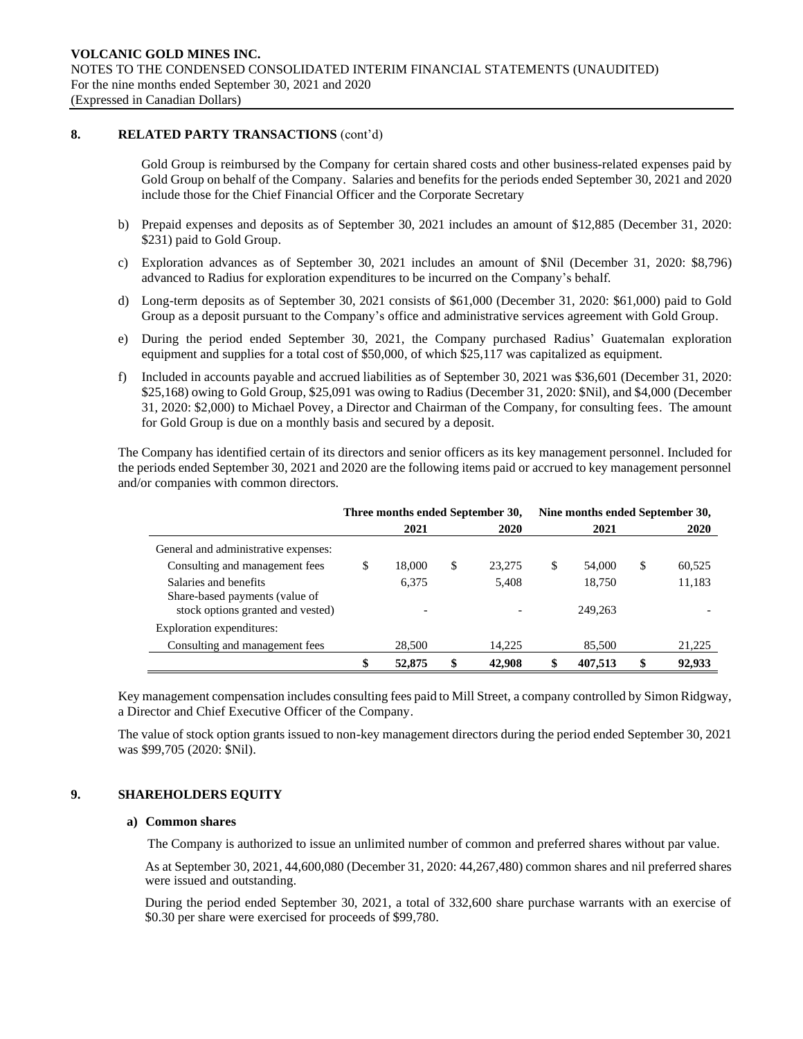## 8. RELATED PARTY TRANSACTIONS (cont'd)

Gold Group is reimbursed by the Company for certain shared costs and other business-related expenses paid by Gold Group on behalf of the Company. Salaries and benefits for the periods ended September 30, 2021 and 2020 include those for the Chief Financial Officer and the Corporate Secretary

b) Prepaid expenses and deposits as of September 30, 2021 includes an amount of $12,885 (December 31, 2020: $231) paid to Gold Group.

c) Exploration advances as of September 30, 2021 includes an amount of $Nil (December 31, 2020: $8,796) advanced to Radius for exploration expenditures to be incurred on the Company's behalf.

d) Long-term deposits as of September 30, 2021 consists of $61,000 (December 31, 2020: $61,000) paid to Gold Group as a deposit pursuant to the Company's office and administrative services agreement with Gold Group.

e) During the period ended September 30, 2021, the Company purchased Radius' Guatemalan exploration equipment and supplies for a total cost of $50,000, of which $25,117 was capitalized as equipment.

f) Included in accounts payable and accrued liabilities as of September 30, 2021 was $36,601 (December 31, 2020: $25,168) owing to Gold Group, $25,091 was owing to Radius (December 31, 2020: $Nil), and $4,000 (December 31, 2020: $2,000) to Michael Povey, a Director and Chairman of the Company, for consulting fees. The amount for Gold Group is due on a monthly basis and secured by a deposit.

The Company has identified certain of its directors and senior officers as its key management personnel. Included for the periods ended September 30, 2021 and 2020 are the following items paid or accrued to key management personnel and/or companies with common directors.

| | Three months ended September 30, | | Nine months ended September 30, | |
|---|---|---|---|---|
| | 2021 | 2020 | 2021 | 2020 |
| General and administrative expenses: | | | | |
| Consulting and management fees | $ 18,000 | $ 23,275 | $ 54,000 | $ 60,525 |
| Salaries and benefits | 6,375 | 5,408 | 18,750 | 11,183 |
| Share-based payments (value of stock options granted and vested) | - | - | 249,263 | - |
| Exploration expenditures: | | | | |
| Consulting and management fees | 28,500 | 14,225 | 85,500 | 21,225 |
| | **$ 52,875** | **$ 42,908** | **$ 407,513** | **$ 92,933** |

Key management compensation includes consulting fees paid to Mill Street, a company controlled by Simon Ridgway, a Director and Chief Executive Officer of the Company.

The value of stock option grants issued to non-key management directors during the period ended September 30, 2021 was $99,705 (2020: $Nil).

## 9. SHAREHOLDERS EQUITY

### a) Common shares

The Company is authorized to issue an unlimited number of common and preferred shares without par value.

As at September 30, 2021, 44,600,080 (December 31, 2020: 44,267,480) common shares and nil preferred shares were issued and outstanding.

During the period ended September 30, 2021, a total of 332,600 share purchase warrants with an exercise of $0.30 per share were exercised for proceeds of $99,780.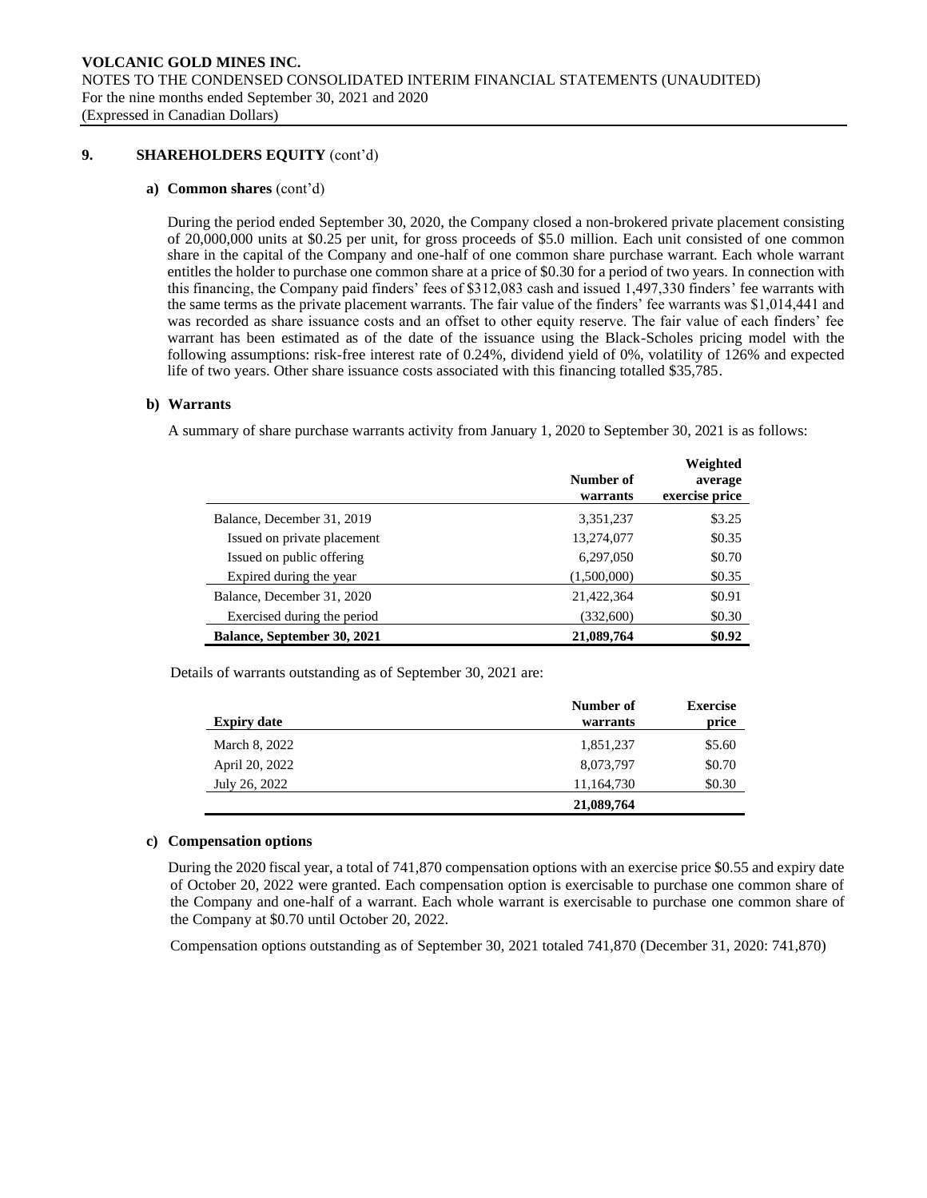## 9. SHAREHOLDERS EQUITY (cont'd)

### a) Common shares (cont'd)

During the period ended September 30, 2020, the Company closed a non-brokered private placement consisting of 20,000,000 units at $0.25 per unit, for gross proceeds of $5.0 million. Each unit consisted of one common share in the capital of the Company and one-half of one common share purchase warrant. Each whole warrant entitles the holder to purchase one common share at a price of $0.30 for a period of two years. In connection with this financing, the Company paid finders' fees of $312,083 cash and issued 1,497,330 finders' fee warrants with the same terms as the private placement warrants. The fair value of the finders' fee warrants was $1,014,441 and was recorded as share issuance costs and an offset to other equity reserve. The fair value of each finders' fee warrant has been estimated as of the date of the issuance using the Black-Scholes pricing model with the following assumptions: risk-free interest rate of 0.24%, dividend yield of 0%, volatility of 126% and expected life of two years. Other share issuance costs associated with this financing totalled $35,785.

### b) Warrants

A summary of share purchase warrants activity from January 1, 2020 to September 30, 2021 is as follows:

| | Number of warrants | Weighted average exercise price |
|---|---|---|
| Balance, December 31, 2019 | 3,351,237 | $3.25 |
| Issued on private placement | 13,274,077 | $0.35 |
| Issued on public offering | 6,297,050 | $0.70 |
| Expired during the year | (1,500,000) | $0.35 |
| Balance, December 31, 2020 | 21,422,364 | $0.91 |
| Exercised during the period | (332,600) | $0.30 |
| **Balance, September 30, 2021** | **21,089,764** | **$0.92** |

Details of warrants outstanding as of September 30, 2021 are:

| Expiry date | Number of warrants | Exercise price |
|---|---|---|
| March 8, 2022 | 1,851,237 | $5.60 |
| April 20, 2022 | 8,073,797 | $0.70 |
| July 26, 2022 | 11,164,730 | $0.30 |
| | **21,089,764** | |

### c) Compensation options

During the 2020 fiscal year, a total of 741,870 compensation options with an exercise price $0.55 and expiry date of October 20, 2022 were granted. Each compensation option is exercisable to purchase one common share of the Company and one-half of a warrant. Each whole warrant is exercisable to purchase one common share of the Company at $0.70 until October 20, 2022.

Compensation options outstanding as of September 30, 2021 totaled 741,870 (December 31, 2020: 741,870)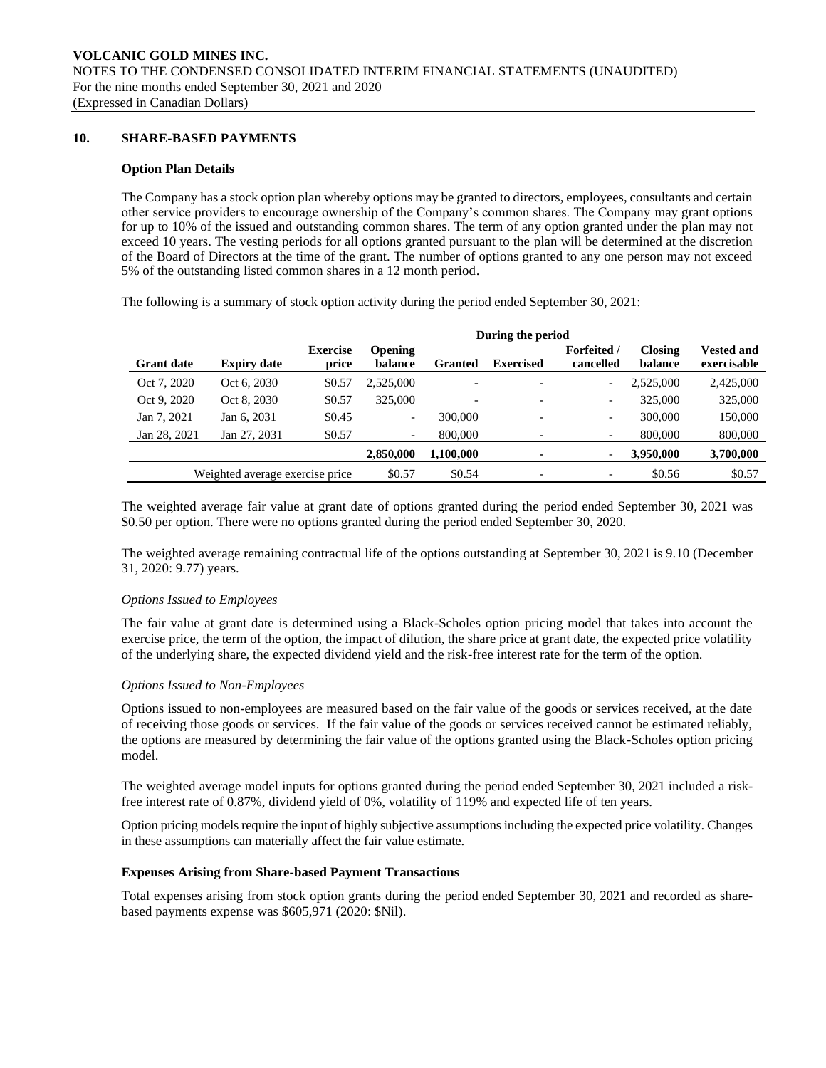## 10. SHARE-BASED PAYMENTS

### Option Plan Details

The Company has a stock option plan whereby options may be granted to directors, employees, consultants and certain other service providers to encourage ownership of the Company's common shares. The Company may grant options for up to 10% of the issued and outstanding common shares. The term of any option granted under the plan may not exceed 10 years. The vesting periods for all options granted pursuant to the plan will be determined at the discretion of the Board of Directors at the time of the grant. The number of options granted to any one person may not exceed 5% of the outstanding listed common shares in a 12 month period.

The following is a summary of stock option activity during the period ended September 30, 2021:

| | | | | During the period | | | | |
|---|---|---|---|---|---|---|---|---|
| **Grant date** | **Expiry date** | **Exercise price** | **Opening balance** | **Granted** | **Exercised** | **Forfeited / cancelled** | **Closing balance** | **Vested and exercisable** |
| Oct 7, 2020 | Oct 6, 2030 | $0.57 | 2,525,000 | - | - | - | 2,525,000 | 2,425,000 |
| Oct 9, 2020 | Oct 8, 2030 | $0.57 | 325,000 | - | - | - | 325,000 | 325,000 |
| Jan 7, 2021 | Jan 6, 2031 | $0.45 | - | 300,000 | - | - | 300,000 | 150,000 |
| Jan 28, 2021 | Jan 27, 2031 | $0.57 | - | 800,000 | - | - | 800,000 | 800,000 |
| | | | **2,850,000** | **1,100,000** | **-** | **-** | **3,950,000** | **3,700,000** |
| Weighted average exercise price | | | $0.57 | $0.54 | - | - | $0.56 | $0.57 |

The weighted average fair value at grant date of options granted during the period ended September 30, 2021 was $0.50 per option. There were no options granted during the period ended September 30, 2020.

The weighted average remaining contractual life of the options outstanding at September 30, 2021 is 9.10 (December 31, 2020: 9.77) years.

*Options Issued to Employees*

The fair value at grant date is determined using a Black-Scholes option pricing model that takes into account the exercise price, the term of the option, the impact of dilution, the share price at grant date, the expected price volatility of the underlying share, the expected dividend yield and the risk-free interest rate for the term of the option.

*Options Issued to Non-Employees*

Options issued to non-employees are measured based on the fair value of the goods or services received, at the date of receiving those goods or services. If the fair value of the goods or services received cannot be estimated reliably, the options are measured by determining the fair value of the options granted using the Black-Scholes option pricing model.

The weighted average model inputs for options granted during the period ended September 30, 2021 included a risk-free interest rate of 0.87%, dividend yield of 0%, volatility of 119% and expected life of ten years.

Option pricing models require the input of highly subjective assumptions including the expected price volatility. Changes in these assumptions can materially affect the fair value estimate.

### Expenses Arising from Share-based Payment Transactions

Total expenses arising from stock option grants during the period ended September 30, 2021 and recorded as share-based payments expense was $605,971 (2020: $Nil).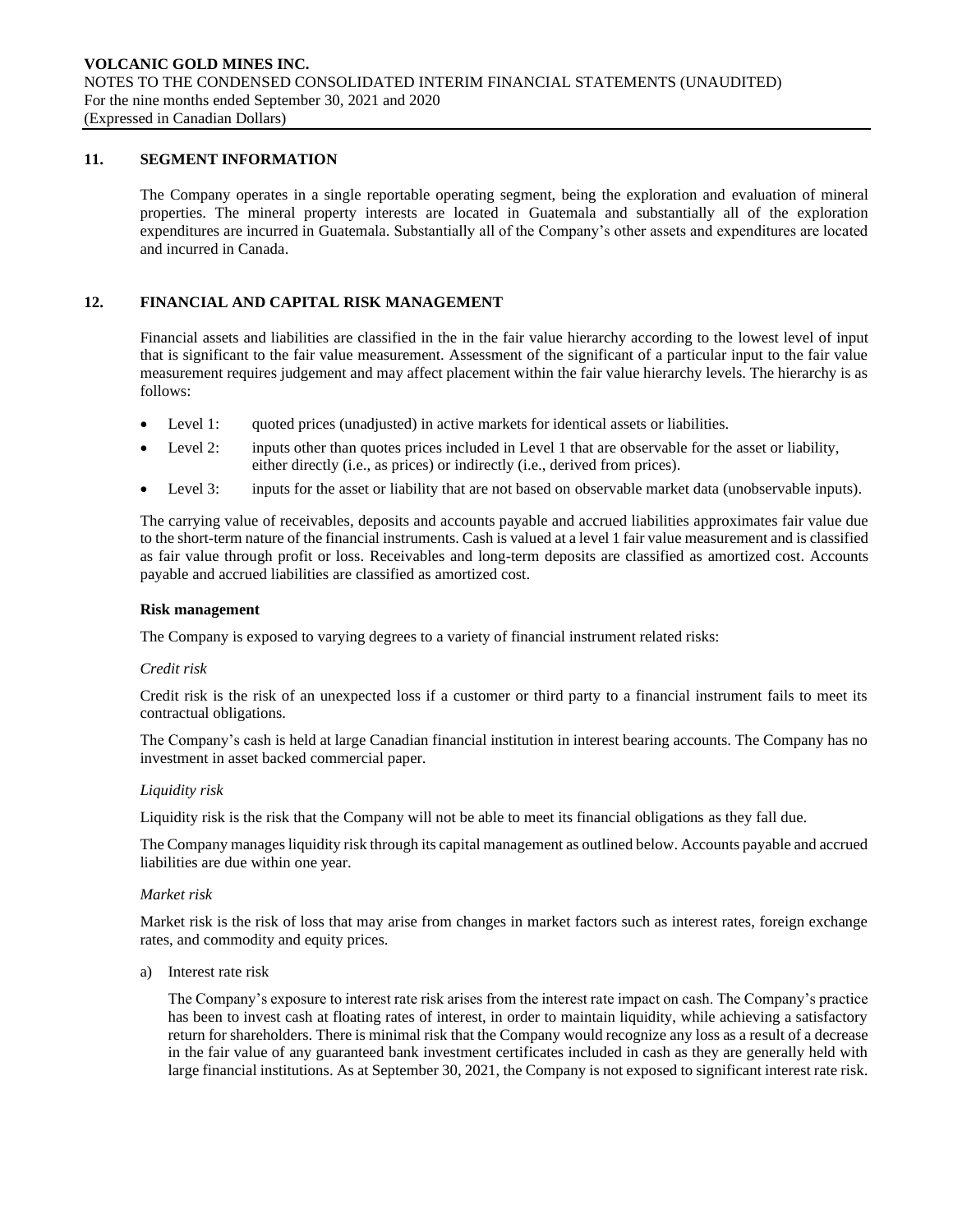## 11. SEGMENT INFORMATION

The Company operates in a single reportable operating segment, being the exploration and evaluation of mineral properties. The mineral property interests are located in Guatemala and substantially all of the exploration expenditures are incurred in Guatemala. Substantially all of the Company's other assets and expenditures are located and incurred in Canada.

## 12. FINANCIAL AND CAPITAL RISK MANAGEMENT

Financial assets and liabilities are classified in the in the fair value hierarchy according to the lowest level of input that is significant to the fair value measurement. Assessment of the significant of a particular input to the fair value measurement requires judgement and may affect placement within the fair value hierarchy levels. The hierarchy is as follows:

- Level 1: quoted prices (unadjusted) in active markets for identical assets or liabilities.
- Level 2: inputs other than quotes prices included in Level 1 that are observable for the asset or liability, either directly (i.e., as prices) or indirectly (i.e., derived from prices).
- Level 3: inputs for the asset or liability that are not based on observable market data (unobservable inputs).

The carrying value of receivables, deposits and accounts payable and accrued liabilities approximates fair value due to the short-term nature of the financial instruments. Cash is valued at a level 1 fair value measurement and is classified as fair value through profit or loss. Receivables and long-term deposits are classified as amortized cost. Accounts payable and accrued liabilities are classified as amortized cost.

**Risk management**

The Company is exposed to varying degrees to a variety of financial instrument related risks:

*Credit risk*

Credit risk is the risk of an unexpected loss if a customer or third party to a financial instrument fails to meet its contractual obligations.

The Company's cash is held at large Canadian financial institution in interest bearing accounts. The Company has no investment in asset backed commercial paper.

*Liquidity risk*

Liquidity risk is the risk that the Company will not be able to meet its financial obligations as they fall due.

The Company manages liquidity risk through its capital management as outlined below. Accounts payable and accrued liabilities are due within one year.

*Market risk*

Market risk is the risk of loss that may arise from changes in market factors such as interest rates, foreign exchange rates, and commodity and equity prices.

a) Interest rate risk

   The Company's exposure to interest rate risk arises from the interest rate impact on cash. The Company's practice has been to invest cash at floating rates of interest, in order to maintain liquidity, while achieving a satisfactory return for shareholders. There is minimal risk that the Company would recognize any loss as a result of a decrease in the fair value of any guaranteed bank investment certificates included in cash as they are generally held with large financial institutions. As at September 30, 2021, the Company is not exposed to significant interest rate risk.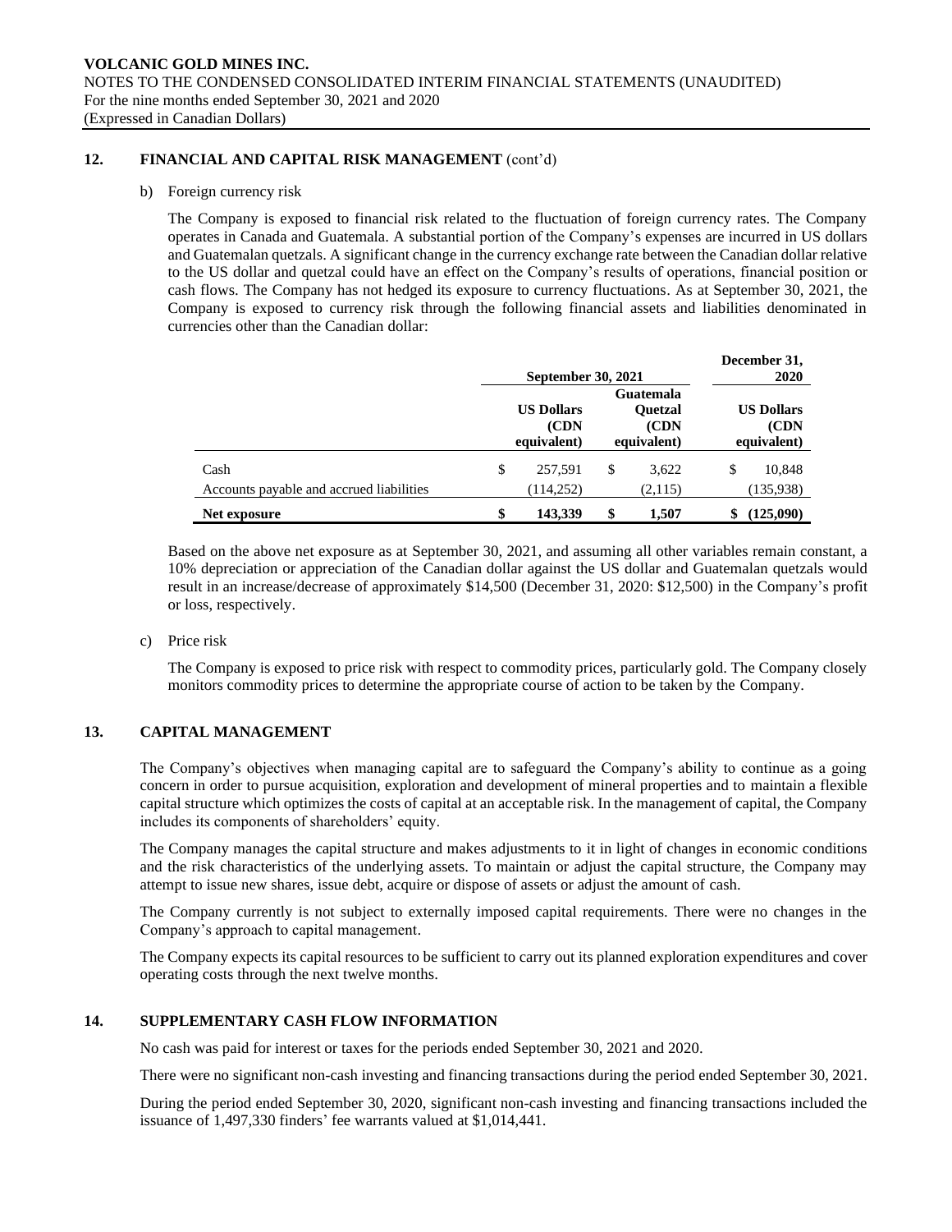## 12. FINANCIAL AND CAPITAL RISK MANAGEMENT (cont'd)

b) Foreign currency risk

The Company is exposed to financial risk related to the fluctuation of foreign currency rates. The Company operates in Canada and Guatemala. A substantial portion of the Company's expenses are incurred in US dollars and Guatemalan quetzals. A significant change in the currency exchange rate between the Canadian dollar relative to the US dollar and quetzal could have an effect on the Company's results of operations, financial position or cash flows. The Company has not hedged its exposure to currency fluctuations. As at September 30, 2021, the Company is exposed to currency risk through the following financial assets and liabilities denominated in currencies other than the Canadian dollar:

| | September 30, 2021 | | December 31, 2020 |
|---|---|---|---|
| | US Dollars (CDN equivalent) | Guatemala Quetzal (CDN equivalent) | US Dollars (CDN equivalent) |
| Cash | $ 257,591 | $ 3,622 | $ 10,848 |
| Accounts payable and accrued liabilities | (114,252) | (2,115) | (135,938) |
| **Net exposure** | **$ 143,339** | **$ 1,507** | **$ (125,090)** |

Based on the above net exposure as at September 30, 2021, and assuming all other variables remain constant, a 10% depreciation or appreciation of the Canadian dollar against the US dollar and Guatemalan quetzals would result in an increase/decrease of approximately $14,500 (December 31, 2020: $12,500) in the Company's profit or loss, respectively.

c) Price risk

The Company is exposed to price risk with respect to commodity prices, particularly gold. The Company closely monitors commodity prices to determine the appropriate course of action to be taken by the Company.

## 13. CAPITAL MANAGEMENT

The Company's objectives when managing capital are to safeguard the Company's ability to continue as a going concern in order to pursue acquisition, exploration and development of mineral properties and to maintain a flexible capital structure which optimizes the costs of capital at an acceptable risk. In the management of capital, the Company includes its components of shareholders' equity.

The Company manages the capital structure and makes adjustments to it in light of changes in economic conditions and the risk characteristics of the underlying assets. To maintain or adjust the capital structure, the Company may attempt to issue new shares, issue debt, acquire or dispose of assets or adjust the amount of cash.

The Company currently is not subject to externally imposed capital requirements. There were no changes in the Company's approach to capital management.

The Company expects its capital resources to be sufficient to carry out its planned exploration expenditures and cover operating costs through the next twelve months.

## 14. SUPPLEMENTARY CASH FLOW INFORMATION

No cash was paid for interest or taxes for the periods ended September 30, 2021 and 2020.

There were no significant non-cash investing and financing transactions during the period ended September 30, 2021.

During the period ended September 30, 2020, significant non-cash investing and financing transactions included the issuance of 1,497,330 finders' fee warrants valued at $1,014,441.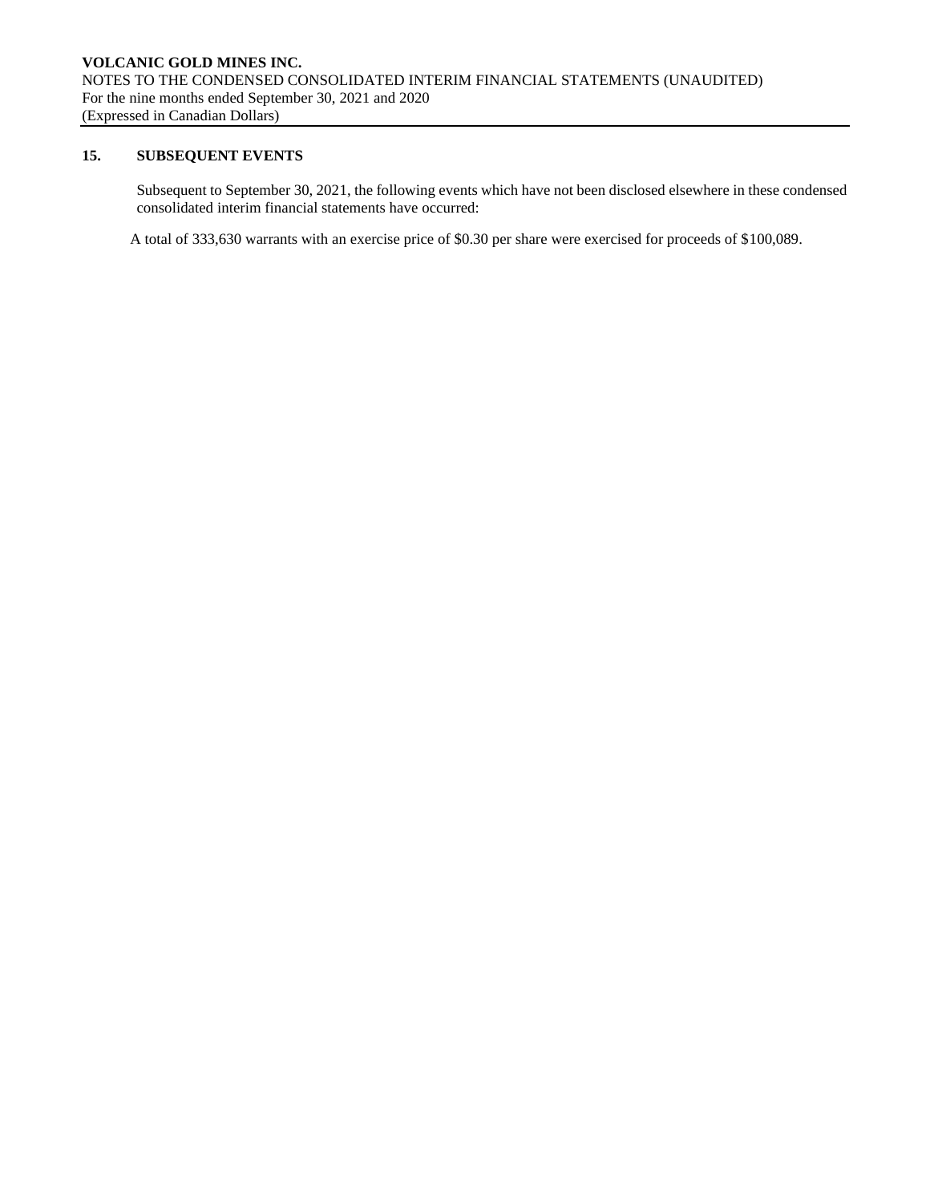## 15. SUBSEQUENT EVENTS

Subsequent to September 30, 2021, the following events which have not been disclosed elsewhere in these condensed consolidated interim financial statements have occurred:

A total of 333,630 warrants with an exercise price of $0.30 per share were exercised for proceeds of $100,089.